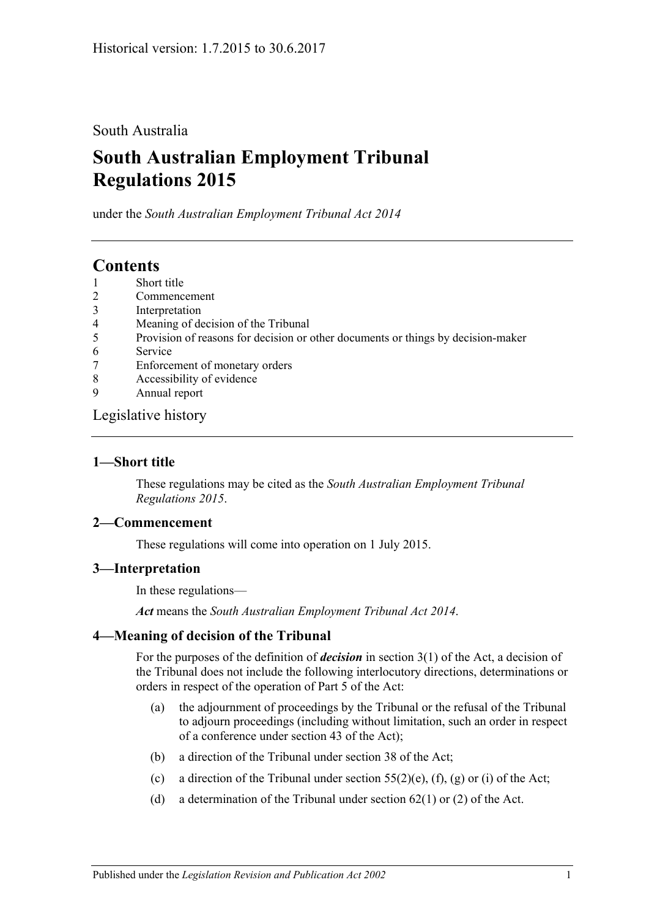Historical version: 1.7.2015 to 30.6.2017

South Australia

# South Australian Employment Tribunal Regulations 2015

under the *South Australian Employment Tribunal Act 2014*

## Contents

1 Short title
2 Commencement
3 Interpretation
4 Meaning of decision of the Tribunal
5 Provision of reasons for decision or other documents or things by decision-maker
6 Service
7 Enforcement of monetary orders
8 Accessibility of evidence
9 Annual report

Legislative history

### 1—Short title

These regulations may be cited as the *South Australian Employment Tribunal Regulations 2015*.

### 2—Commencement

These regulations will come into operation on 1 July 2015.

### 3—Interpretation

In these regulations—

***Act*** means the *South Australian Employment Tribunal Act 2014*.

### 4—Meaning of decision of the Tribunal

For the purposes of the definition of ***decision*** in section 3(1) of the Act, a decision of the Tribunal does not include the following interlocutory directions, determinations or orders in respect of the operation of Part 5 of the Act:

(a) the adjournment of proceedings by the Tribunal or the refusal of the Tribunal to adjourn proceedings (including without limitation, such an order in respect of a conference under section 43 of the Act);

(b) a direction of the Tribunal under section 38 of the Act;

(c) a direction of the Tribunal under section 55(2)(e), (f), (g) or (i) of the Act;

(d) a determination of the Tribunal under section 62(1) or (2) of the Act.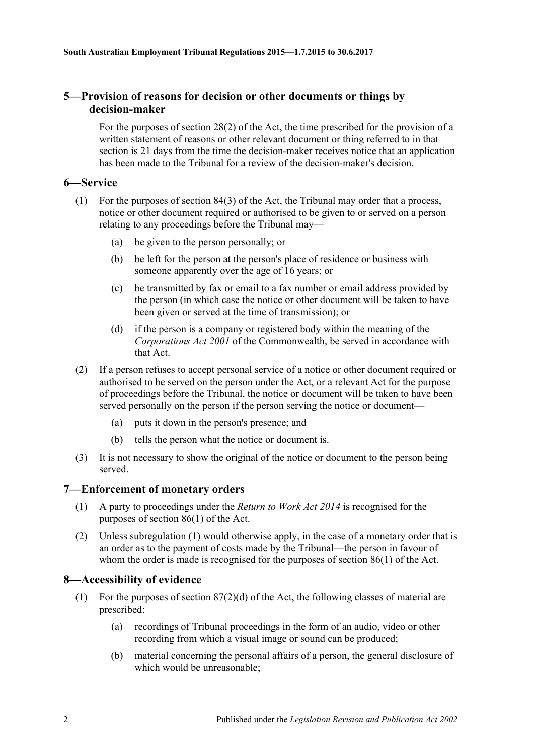## 5—Provision of reasons for decision or other documents or things by decision-maker

For the purposes of section 28(2) of the Act, the time prescribed for the provision of a written statement of reasons or other relevant document or thing referred to in that section is 21 days from the time the decision-maker receives notice that an application has been made to the Tribunal for a review of the decision-maker's decision.

## 6—Service

(1) For the purposes of section 84(3) of the Act, the Tribunal may order that a process, notice or other document required or authorised to be given to or served on a person relating to any proceedings before the Tribunal may—

- (a) be given to the person personally; or
- (b) be left for the person at the person's place of residence or business with someone apparently over the age of 16 years; or
- (c) be transmitted by fax or email to a fax number or email address provided by the person (in which case the notice or other document will be taken to have been given or served at the time of transmission); or
- (d) if the person is a company or registered body within the meaning of the *Corporations Act 2001* of the Commonwealth, be served in accordance with that Act.

(2) If a person refuses to accept personal service of a notice or other document required or authorised to be served on the person under the Act, or a relevant Act for the purpose of proceedings before the Tribunal, the notice or document will be taken to have been served personally on the person if the person serving the notice or document—

- (a) puts it down in the person's presence; and
- (b) tells the person what the notice or document is.

(3) It is not necessary to show the original of the notice or document to the person being served.

## 7—Enforcement of monetary orders

(1) A party to proceedings under the *Return to Work Act 2014* is recognised for the purposes of section 86(1) of the Act.

(2) Unless subregulation (1) would otherwise apply, in the case of a monetary order that is an order as to the payment of costs made by the Tribunal—the person in favour of whom the order is made is recognised for the purposes of section 86(1) of the Act.

## 8—Accessibility of evidence

(1) For the purposes of section 87(2)(d) of the Act, the following classes of material are prescribed:

- (a) recordings of Tribunal proceedings in the form of an audio, video or other recording from which a visual image or sound can be produced;
- (b) material concerning the personal affairs of a person, the general disclosure of which would be unreasonable;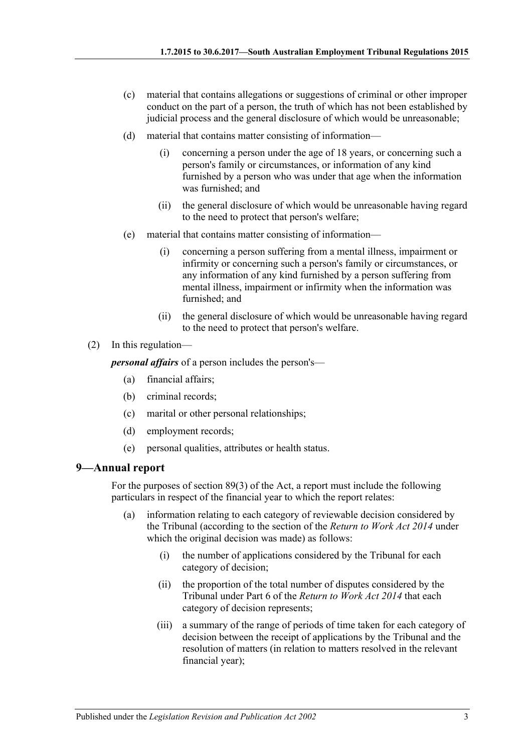(c) material that contains allegations or suggestions of criminal or other improper conduct on the part of a person, the truth of which has not been established by judicial process and the general disclosure of which would be unreasonable;

(d) material that contains matter consisting of information—

  (i) concerning a person under the age of 18 years, or concerning such a person's family or circumstances, or information of any kind furnished by a person who was under that age when the information was furnished; and

  (ii) the general disclosure of which would be unreasonable having regard to the need to protect that person's welfare;

(e) material that contains matter consisting of information—

  (i) concerning a person suffering from a mental illness, impairment or infirmity or concerning such a person's family or circumstances, or any information of any kind furnished by a person suffering from mental illness, impairment or infirmity when the information was furnished; and

  (ii) the general disclosure of which would be unreasonable having regard to the need to protect that person's welfare.

(2) In this regulation—

***personal affairs*** of a person includes the person's—

(a) financial affairs;

(b) criminal records;

(c) marital or other personal relationships;

(d) employment records;

(e) personal qualities, attributes or health status.

## 9—Annual report

For the purposes of section 89(3) of the Act, a report must include the following particulars in respect of the financial year to which the report relates:

(a) information relating to each category of reviewable decision considered by the Tribunal (according to the section of the *Return to Work Act 2014* under which the original decision was made) as follows:

  (i) the number of applications considered by the Tribunal for each category of decision;

  (ii) the proportion of the total number of disputes considered by the Tribunal under Part 6 of the *Return to Work Act 2014* that each category of decision represents;

  (iii) a summary of the range of periods of time taken for each category of decision between the receipt of applications by the Tribunal and the resolution of matters (in relation to matters resolved in the relevant financial year);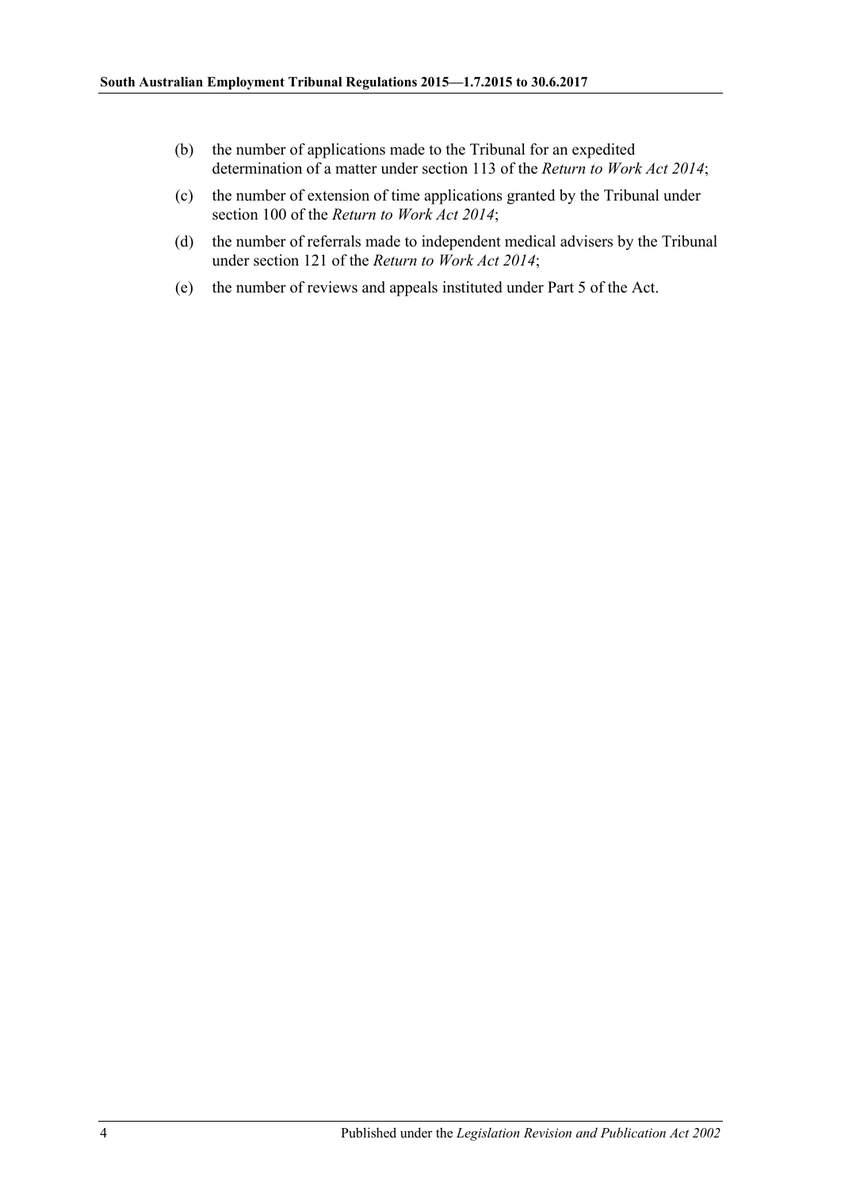(b) the number of applications made to the Tribunal for an expedited determination of a matter under section 113 of the *Return to Work Act 2014*;

(c) the number of extension of time applications granted by the Tribunal under section 100 of the *Return to Work Act 2014*;

(d) the number of referrals made to independent medical advisers by the Tribunal under section 121 of the *Return to Work Act 2014*;

(e) the number of reviews and appeals instituted under Part 5 of the Act.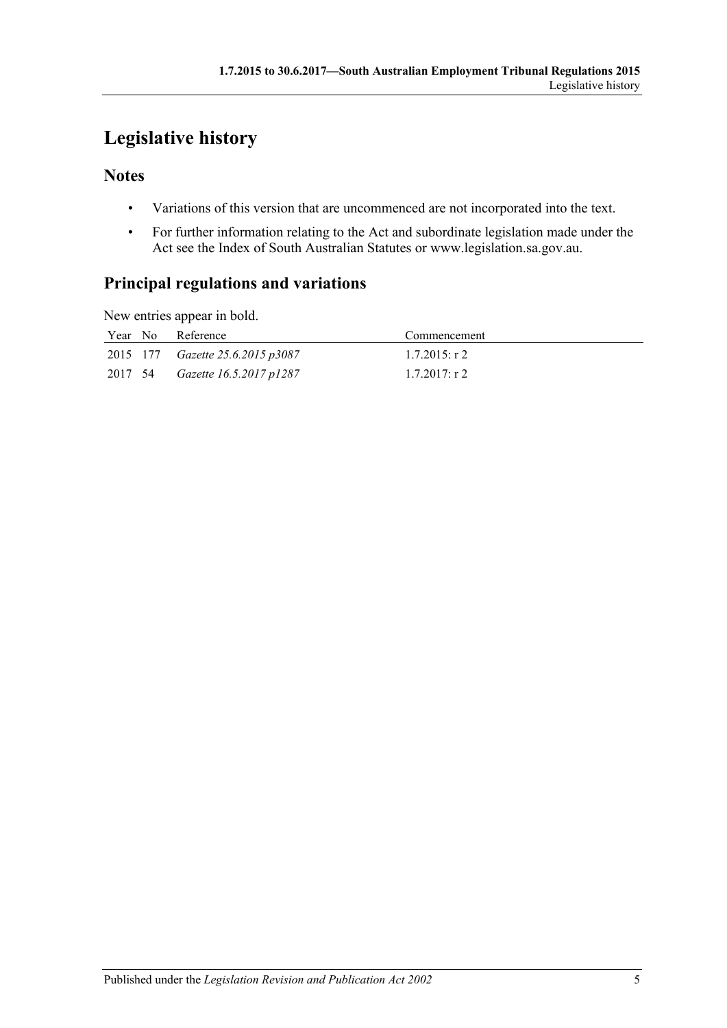# Legislative history

## Notes

- Variations of this version that are uncommenced are not incorporated into the text.
- For further information relating to the Act and subordinate legislation made under the Act see the Index of South Australian Statutes or www.legislation.sa.gov.au.

## Principal regulations and variations

New entries appear in bold.

| Year | No | Reference | Commencement |
|---|---|---|---|
| 2015 | 177 | *Gazette 25.6.2015 p3087* | 1.7.2015: r 2 |
| 2017 | 54 | *Gazette 16.5.2017 p1287* | 1.7.2017: r 2 |